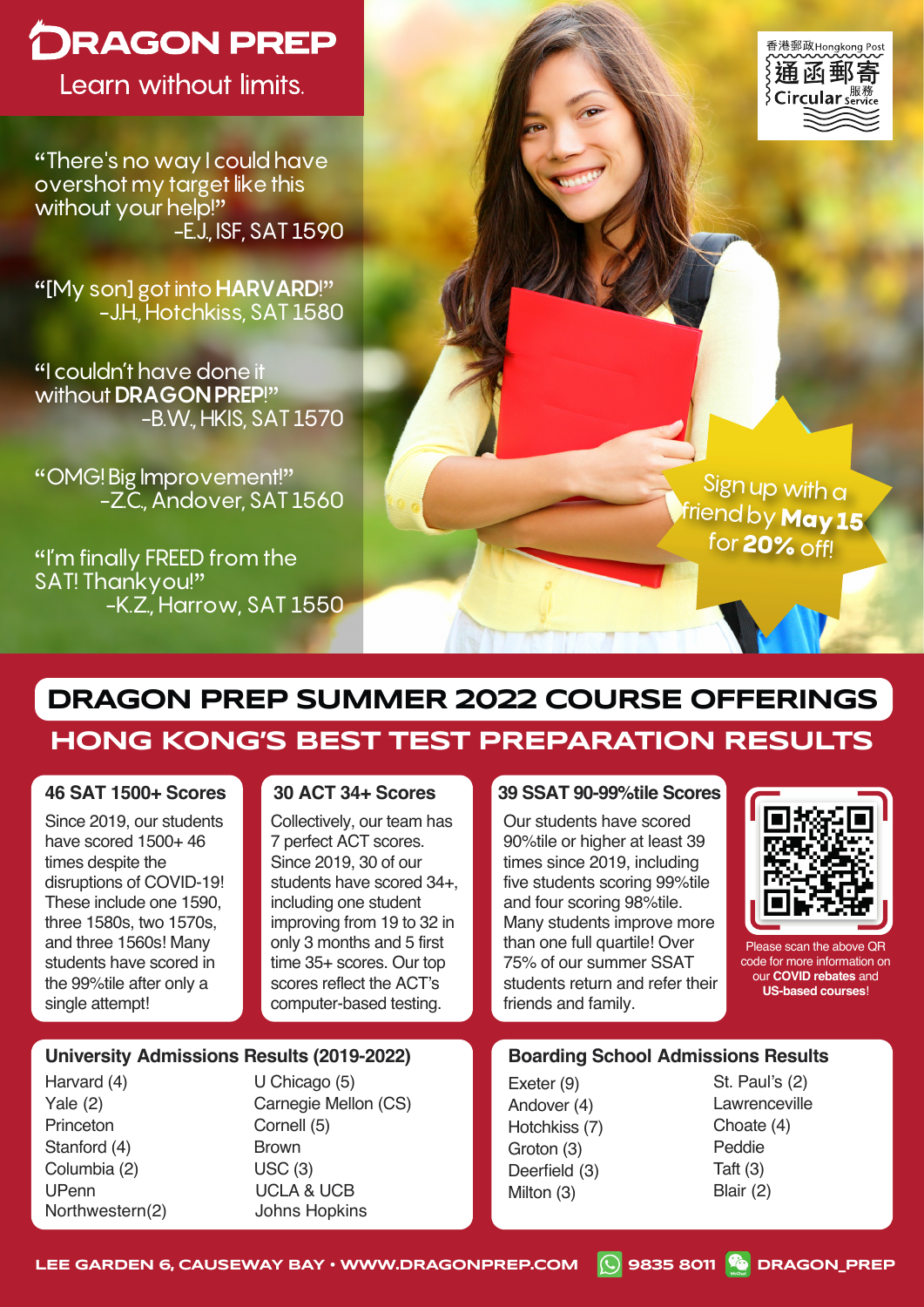# DRAGON PREP

Learn without limits.

"There's no way I could have overshot my target like this without your help!"
-E.J., ISF, SAT 1590

"[My son] got into **HARVARD**!"
-J.H., Hotchkiss, SAT 1580

"I couldn't have done it without **DRAGON PREP**!"
-B.W., HKIS, SAT 1570

"OMG! Big Improvement!"
-Z.C., Andover, SAT 1560

"I'm finally FREED from the SAT! Thankyou!"
-K.Z., Harrow, SAT 1550

香港郵政 Hongkong Post 通函郵寄 Circular 服務 Service

Sign up with a friend by **May 15** for **20%** off!

## DRAGON PREP SUMMER 2022 COURSE OFFERINGS

## HONG KONG'S BEST TEST PREPARATION RESULTS

### 46 SAT 1500+ Scores

Since 2019, our students have scored 1500+ 46 times despite the disruptions of COVID-19! These include one 1590, three 1580s, two 1570s, and three 1560s! Many students have scored in the 99%tile after only a single attempt!

### 30 ACT 34+ Scores

Collectively, our team has 7 perfect ACT scores. Since 2019, 30 of our students have scored 34+, including one student improving from 19 to 32 in only 3 months and 5 first time 35+ scores. Our top scores reflect the ACT's computer-based testing.

### 39 SSAT 90-99%tile Scores

Our students have scored 90%tile or higher at least 39 times since 2019, including five students scoring 99%tile and four scoring 98%tile. Many students improve more than one full quartile! Over 75% of our summer SSAT students return and refer their friends and family.

Please scan the above QR code for more information on our **COVID rebates** and **US-based courses**!

### University Admissions Results (2019-2022)

- Harvard (4)
- Yale (2)
- Princeton
- Stanford (4)
- Columbia (2)
- UPenn
- Northwestern(2)
- U Chicago (5)
- Carnegie Mellon (CS)
- Cornell (5)
- Brown
- USC (3)
- UCLA & UCB
- Johns Hopkins

### Boarding School Admissions Results

- Exeter (9)
- Andover (4)
- Hotchkiss (7)
- Groton (3)
- Deerfield (3)
- Milton (3)
- St. Paul's (2)
- Lawrenceville
- Choate (4)
- Peddie
- Taft (3)
- Blair (2)

LEE GARDEN 6, CAUSEWAY BAY • WWW.DRAGONPREP.COM 9835 8011 DRAGON_PREP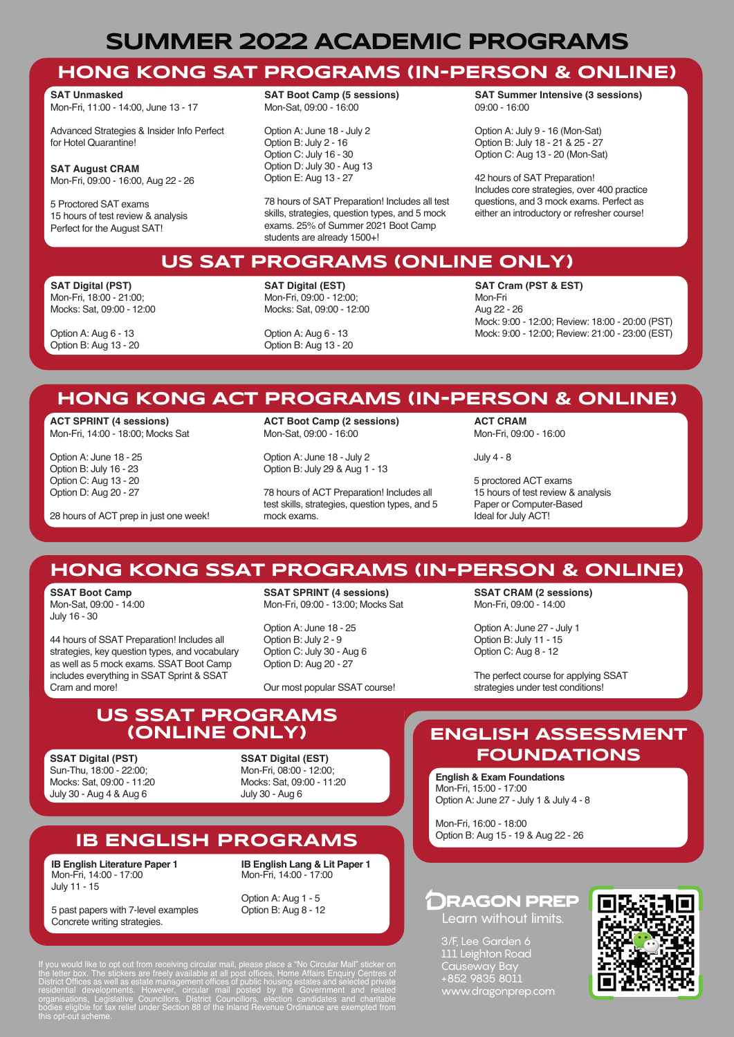# SUMMER 2022 ACADEMIC PROGRAMS

## HONG KONG SAT PROGRAMS (IN-PERSON & ONLINE)

**SAT Unmasked**
Mon-Fri, 11:00 - 14:00, June 13 - 17

Advanced Strategies & Insider Info Perfect for Hotel Quarantine!

**SAT August CRAM**
Mon-Fri, 09:00 - 16:00, Aug 22 - 26

5 Proctored SAT exams
15 hours of test review & analysis
Perfect for the August SAT!

**SAT Boot Camp (5 sessions)**
Mon-Sat, 09:00 - 16:00

Option A: June 18 - July 2
Option B: July 2 - 16
Option C: July 16 - 30
Option D: July 30 - Aug 13
Option E: Aug 13 - 27

78 hours of SAT Preparation! Includes all test skills, strategies, question types, and 5 mock exams. 25% of Summer 2021 Boot Camp students are already 1500+!

**SAT Summer Intensive (3 sessions)**
09:00 - 16:00

Option A: July 9 - 16 (Mon-Sat)
Option B: July 18 - 21 & 25 - 27
Option C: Aug 13 - 20 (Mon-Sat)

42 hours of SAT Preparation! Includes core strategies, over 400 practice questions, and 3 mock exams. Perfect as either an introductory or refresher course!

## US SAT PROGRAMS (ONLINE ONLY)

**SAT Digital (PST)**
Mon-Fri, 18:00 - 21:00;
Mocks: Sat, 09:00 - 12:00

Option A: Aug 6 - 13
Option B: Aug 13 - 20

**SAT Digital (EST)**
Mon-Fri, 09:00 - 12:00;
Mocks: Sat, 09:00 - 12:00

Option A: Aug 6 - 13
Option B: Aug 13 - 20

**SAT Cram (PST & EST)**
Mon-Fri
Aug 22 - 26
Mock: 9:00 - 12:00; Review: 18:00 - 20:00 (PST)
Mock: 9:00 - 12:00; Review: 21:00 - 23:00 (EST)

## HONG KONG ACT PROGRAMS (IN-PERSON & ONLINE)

**ACT SPRINT (4 sessions)**
Mon-Fri, 14:00 - 18:00; Mocks Sat

Option A: June 18 - 25
Option B: July 16 - 23
Option C: Aug 13 - 20
Option D: Aug 20 - 27

28 hours of ACT prep in just one week!

**ACT Boot Camp (2 sessions)**
Mon-Sat, 09:00 - 16:00

Option A: June 18 - July 2
Option B: July 29 & Aug 1 - 13

78 hours of ACT Preparation! Includes all test skills, strategies, question types, and 5 mock exams.

**ACT CRAM**
Mon-Fri, 09:00 - 16:00

July 4 - 8

5 proctored ACT exams
15 hours of test review & analysis
Paper or Computer-Based
Ideal for July ACT!

## HONG KONG SSAT PROGRAMS (IN-PERSON & ONLINE)

**SSAT Boot Camp**
Mon-Sat, 09:00 - 14:00
July 16 - 30

44 hours of SSAT Preparation! Includes all strategies, key question types, and vocabulary as well as 5 mock exams. SSAT Boot Camp includes everything in SSAT Sprint & SSAT Cram and more!

**SSAT SPRINT (4 sessions)**
Mon-Fri, 09:00 - 13:00; Mocks Sat

Option A: June 18 - 25
Option B: July 2 - 9
Option C: July 30 - Aug 6
Option D: Aug 20 - 27

Our most popular SSAT course!

**SSAT CRAM (2 sessions)**
Mon-Fri, 09:00 - 14:00

Option A: June 27 - July 1
Option B: July 11 - 15
Option C: Aug 8 - 12

The perfect course for applying SSAT strategies under test conditions!

## US SSAT PROGRAMS (ONLINE ONLY)

**SSAT Digital (PST)**
Sun-Thu, 18:00 - 22:00;
Mocks: Sat, 09:00 - 11:20
July 30 - Aug 4 & Aug 6

**SSAT Digital (EST)**
Mon-Fri, 08:00 - 12:00;
Mocks: Sat, 09:00 - 11:20
July 30 - Aug 6

## IB ENGLISH PROGRAMS

**IB English Literature Paper 1**
Mon-Fri, 14:00 - 17:00
July 11 - 15

5 past papers with 7-level examples
Concrete writing strategies.

**IB English Lang & Lit Paper 1**
Mon-Fri, 14:00 - 17:00

Option A: Aug 1 - 5
Option B: Aug 8 - 12

## ENGLISH ASSESSMENT FOUNDATIONS

**English & Exam Foundations**
Mon-Fri, 15:00 - 17:00
Option A: June 27 - July 1 & July 4 - 8

Mon-Fri, 16:00 - 18:00
Option B: Aug 15 - 19 & Aug 22 - 26

**DRAGON PREP**
Learn without limits.

3/F, Lee Garden 6
111 Leighton Road
Causeway Bay
+852 9835 8011
www.dragonprep.com

If you would like to opt out from receiving circular mail, please place a "No Circular Mail" sticker on the letter box. The stickers are freely available at all post offices, Home Affairs Enquiry Centres of District Offices as well as estate management offices of public housing estates and selected private residential developments. However, circular mail posted by the Government and related organisations, Legislative Councillors, District Councillors, election candidates and charitable bodies eligible for tax relief under Section 88 of the Inland Revenue Ordinance are exempted from this opt-out scheme.